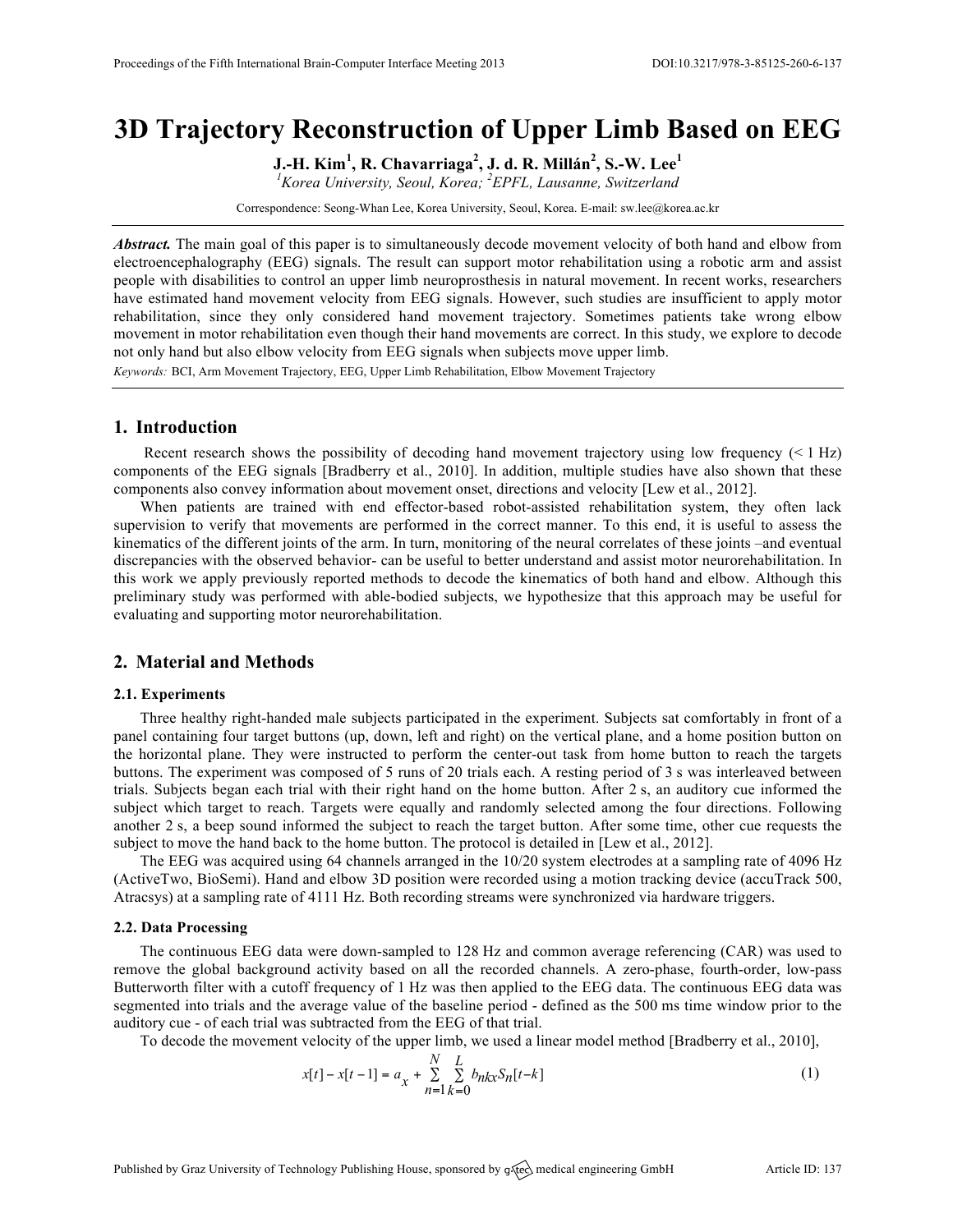# 3D Trajectory Reconstruction of Upper Limb Based on EEG

**J.-H. Kim[1], R. Chavarriaga[2], J. d. R. Millán[2], S.-W. Lee[1]**

*[1]Korea University, Seoul, Korea; [2]EPFL, Lausanne, Switzerland*

Correspondence: Seong-Whan Lee, Korea University, Seoul, Korea. E-mail: sw.lee@korea.ac.kr

***Abstract.*** The main goal of this paper is to simultaneously decode movement velocity of both hand and elbow from electroencephalography (EEG) signals. The result can support motor rehabilitation using a robotic arm and assist people with disabilities to control an upper limb neuroprosthesis in natural movement. In recent works, researchers have estimated hand movement velocity from EEG signals. However, such studies are insufficient to apply motor rehabilitation, since they only considered hand movement trajectory. Sometimes patients take wrong elbow movement in motor rehabilitation even though their hand movements are correct. In this study, we explore to decode not only hand but also elbow velocity from EEG signals when subjects move upper limb.

*Keywords:* BCI, Arm Movement Trajectory, EEG, Upper Limb Rehabilitation, Elbow Movement Trajectory

## 1. Introduction

Recent research shows the possibility of decoding hand movement trajectory using low frequency (< 1 Hz) components of the EEG signals [Bradberry et al., 2010]. In addition, multiple studies have also shown that these components also convey information about movement onset, directions and velocity [Lew et al., 2012].

When patients are trained with end effector-based robot-assisted rehabilitation system, they often lack supervision to verify that movements are performed in the correct manner. To this end, it is useful to assess the kinematics of the different joints of the arm. In turn, monitoring of the neural correlates of these joints –and eventual discrepancies with the observed behavior- can be useful to better understand and assist motor neurorehabilitation. In this work we apply previously reported methods to decode the kinematics of both hand and elbow. Although this preliminary study was performed with able-bodied subjects, we hypothesize that this approach may be useful for evaluating and supporting motor neurorehabilitation.

## 2. Material and Methods

### 2.1. Experiments

Three healthy right-handed male subjects participated in the experiment. Subjects sat comfortably in front of a panel containing four target buttons (up, down, left and right) on the vertical plane, and a home position button on the horizontal plane. They were instructed to perform the center-out task from home button to reach the targets buttons. The experiment was composed of 5 runs of 20 trials each. A resting period of 3 s was interleaved between trials. Subjects began each trial with their right hand on the home button. After 2 s, an auditory cue informed the subject which target to reach. Targets were equally and randomly selected among the four directions. Following another 2 s, a beep sound informed the subject to reach the target button. After some time, other cue requests the subject to move the hand back to the home button. The protocol is detailed in [Lew et al., 2012].

The EEG was acquired using 64 channels arranged in the 10/20 system electrodes at a sampling rate of 4096 Hz (ActiveTwo, BioSemi). Hand and elbow 3D position were recorded using a motion tracking device (accuTrack 500, Atracsys) at a sampling rate of 4111 Hz. Both recording streams were synchronized via hardware triggers.

### 2.2. Data Processing

The continuous EEG data were down-sampled to 128 Hz and common average referencing (CAR) was used to remove the global background activity based on all the recorded channels. A zero-phase, fourth-order, low-pass Butterworth filter with a cutoff frequency of 1 Hz was then applied to the EEG data. The continuous EEG data was segmented into trials and the average value of the baseline period - defined as the 500 ms time window prior to the auditory cue - of each trial was subtracted from the EEG of that trial.

To decode the movement velocity of the upper limb, we used a linear model method [Bradberry et al., 2010],

$$x[t] - x[t-1] = a_x + \sum_{n=1}^{N} \sum_{k=0}^{L} b_{nkx} S_n[t-k] \tag{1}$$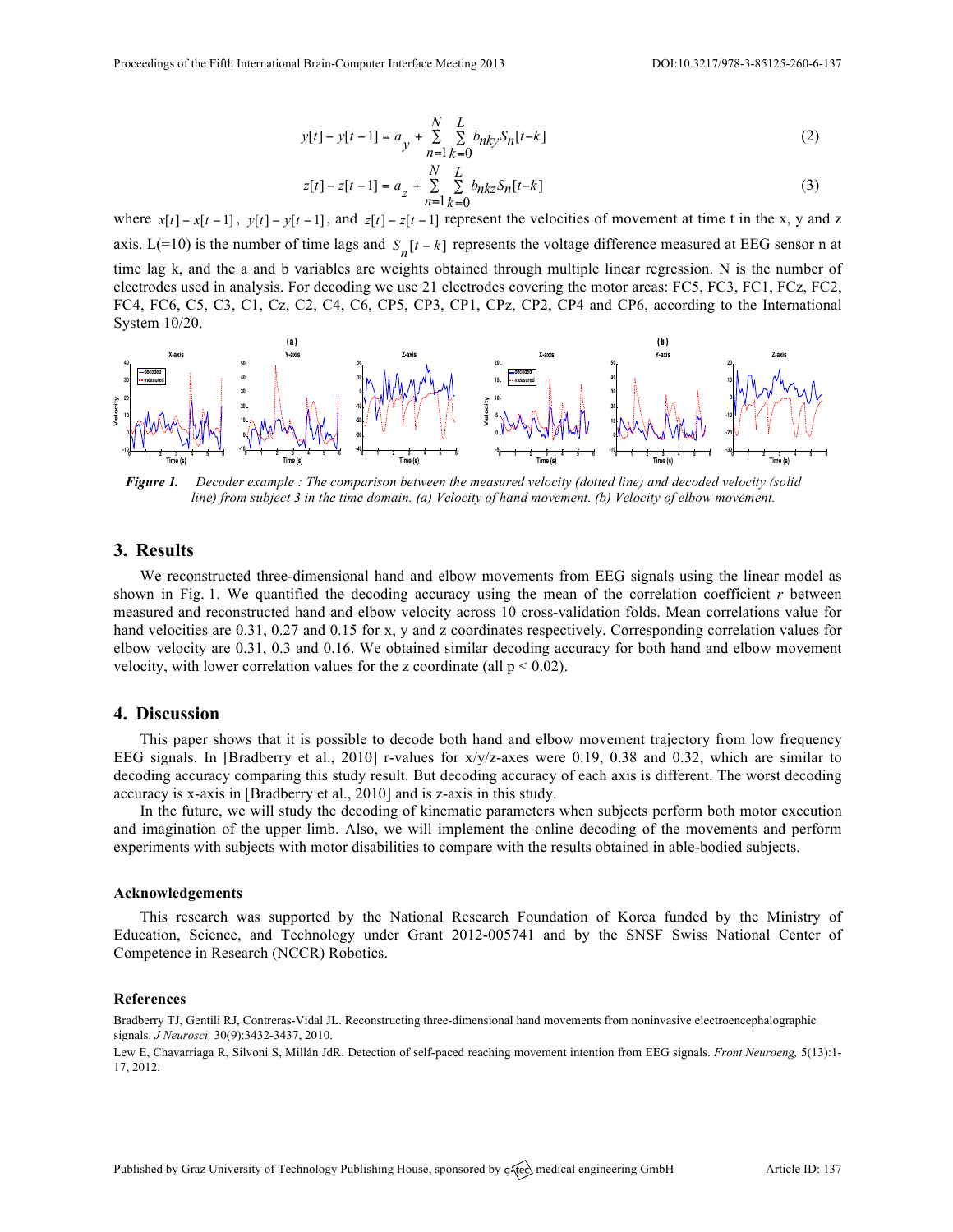$$y[t]-y[t-1]=a_y+\sum_{n=1}^{N}\sum_{k=0}^{L}b_{nky}S_n[t-k] \quad (2)$$

$$z[t]-z[t-1]=a_z+\sum_{n=1}^{N}\sum_{k=0}^{L}b_{nkz}S_n[t-k] \quad (3)$$

where $x[t]-x[t-1]$, $y[t]-y[t-1]$, and $z[t]-z[t-1]$ represent the velocities of movement at time t in the x, y and z axis. L(=10) is the number of time lags and $S_n[t-k]$ represents the voltage difference measured at EEG sensor n at time lag k, and the a and b variables are weights obtained through multiple linear regression. N is the number of electrodes used in analysis. For decoding we use 21 electrodes covering the motor areas: FC5, FC3, FC1, FCz, FC2, FC4, FC6, C5, C3, C1, Cz, C2, C4, C6, CP5, CP3, CP1, CPz, CP2, CP4 and CP6, according to the International System 10/20.

(a)

X-axis

Y-axis

Z-axis

decoded

measured

Velocity

Time (s)

(b)

X-axis

Y-axis

Z-axis

decoded

measured

Velocity

Time (s)

***Figure 1.*** *Decoder example : The comparison between the measured velocity (dotted line) and decoded velocity (solid line) from subject 3 in the time domain. (a) Velocity of hand movement. (b) Velocity of elbow movement.*

## 3. Results

We reconstructed three-dimensional hand and elbow movements from EEG signals using the linear model as shown in Fig. 1. We quantified the decoding accuracy using the mean of the correlation coefficient *r* between measured and reconstructed hand and elbow velocity across 10 cross-validation folds. Mean correlations value for hand velocities are 0.31, 0.27 and 0.15 for x, y and z coordinates respectively. Corresponding correlation values for elbow velocity are 0.31, 0.3 and 0.16. We obtained similar decoding accuracy for both hand and elbow movement velocity, with lower correlation values for the z coordinate (all $p < 0.02$).

## 4. Discussion

This paper shows that it is possible to decode both hand and elbow movement trajectory from low frequency EEG signals. In [Bradberry et al., 2010] r-values for x/y/z-axes were 0.19, 0.38 and 0.32, which are similar to decoding accuracy comparing this study result. But decoding accuracy of each axis is different. The worst decoding accuracy is x-axis in [Bradberry et al., 2010] and is z-axis in this study.

In the future, we will study the decoding of kinematic parameters when subjects perform both motor execution and imagination of the upper limb. Also, we will implement the online decoding of the movements and perform experiments with subjects with motor disabilities to compare with the results obtained in able-bodied subjects.

#### Acknowledgements

This research was supported by the National Research Foundation of Korea funded by the Ministry of Education, Science, and Technology under Grant 2012-005741 and by the SNSF Swiss National Center of Competence in Research (NCCR) Robotics.

#### References

Bradberry TJ, Gentili RJ, Contreras-Vidal JL. Reconstructing three-dimensional hand movements from noninvasive electroencephalographic signals. *J Neurosci,* 30(9):3432-3437, 2010.

Lew E, Chavarriaga R, Silvoni S, Millán JdR. Detection of self-paced reaching movement intention from EEG signals. *Front Neuroeng,* 5(13):1-17, 2012.